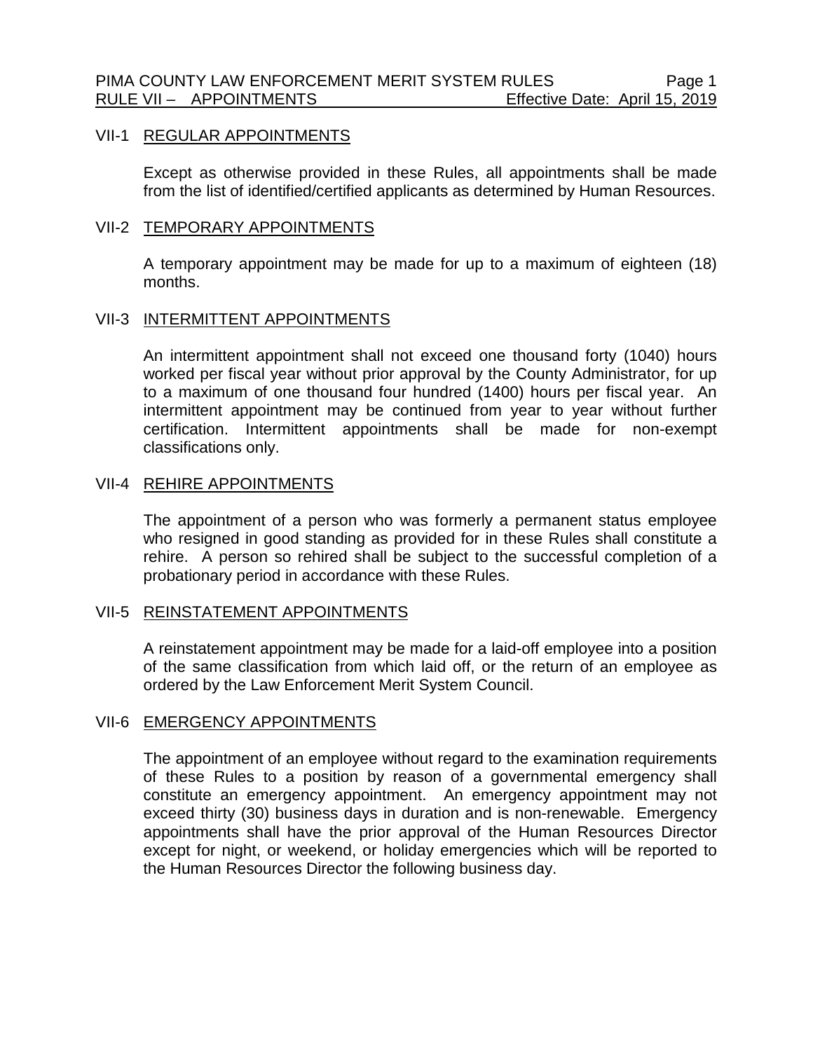## VII-1 REGULAR APPOINTMENTS

Except as otherwise provided in these Rules, all appointments shall be made from the list of identified/certified applicants as determined by Human Resources.

## VII-2 TEMPORARY APPOINTMENTS

A temporary appointment may be made for up to a maximum of eighteen (18) months.

## VII-3 INTERMITTENT APPOINTMENTS

An intermittent appointment shall not exceed one thousand forty (1040) hours worked per fiscal year without prior approval by the County Administrator, for up to a maximum of one thousand four hundred (1400) hours per fiscal year. An intermittent appointment may be continued from year to year without further certification. Intermittent appointments shall be made for non-exempt classifications only.

## VII-4 REHIRE APPOINTMENTS

The appointment of a person who was formerly a permanent status employee who resigned in good standing as provided for in these Rules shall constitute a rehire. A person so rehired shall be subject to the successful completion of a probationary period in accordance with these Rules.

## VII-5 REINSTATEMENT APPOINTMENTS

A reinstatement appointment may be made for a laid-off employee into a position of the same classification from which laid off, or the return of an employee as ordered by the Law Enforcement Merit System Council.

## VII-6 EMERGENCY APPOINTMENTS

The appointment of an employee without regard to the examination requirements of these Rules to a position by reason of a governmental emergency shall constitute an emergency appointment. An emergency appointment may not exceed thirty (30) business days in duration and is non-renewable. Emergency appointments shall have the prior approval of the Human Resources Director except for night, or weekend, or holiday emergencies which will be reported to the Human Resources Director the following business day.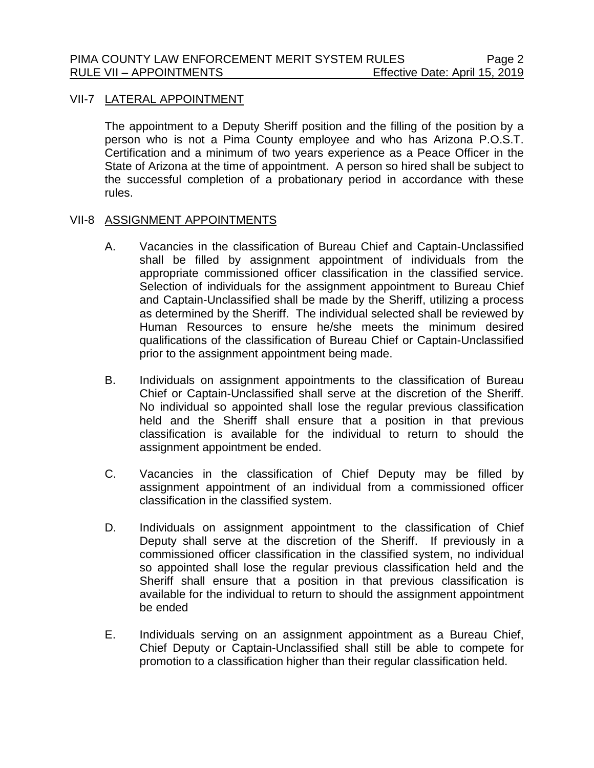## VII-7 LATERAL APPOINTMENT

The appointment to a Deputy Sheriff position and the filling of the position by a person who is not a Pima County employee and who has Arizona P.O.S.T. Certification and a minimum of two years experience as a Peace Officer in the State of Arizona at the time of appointment. A person so hired shall be subject to the successful completion of a probationary period in accordance with these rules.

## VII-8 ASSIGNMENT APPOINTMENTS

A. Vacancies in the classification of Bureau Chief and Captain-Unclassified shall be filled by assignment appointment of individuals from the appropriate commissioned officer classification in the classified service. Selection of individuals for the assignment appointment to Bureau Chief and Captain-Unclassified shall be made by the Sheriff, utilizing a process as determined by the Sheriff. The individual selected shall be reviewed by Human Resources to ensure he/she meets the minimum desired qualifications of the classification of Bureau Chief or Captain-Unclassified prior to the assignment appointment being made.

B. Individuals on assignment appointments to the classification of Bureau Chief or Captain-Unclassified shall serve at the discretion of the Sheriff. No individual so appointed shall lose the regular previous classification held and the Sheriff shall ensure that a position in that previous classification is available for the individual to return to should the assignment appointment be ended.

C. Vacancies in the classification of Chief Deputy may be filled by assignment appointment of an individual from a commissioned officer classification in the classified system.

D. Individuals on assignment appointment to the classification of Chief Deputy shall serve at the discretion of the Sheriff. If previously in a commissioned officer classification in the classified system, no individual so appointed shall lose the regular previous classification held and the Sheriff shall ensure that a position in that previous classification is available for the individual to return to should the assignment appointment be ended

E. Individuals serving on an assignment appointment as a Bureau Chief, Chief Deputy or Captain-Unclassified shall still be able to compete for promotion to a classification higher than their regular classification held.